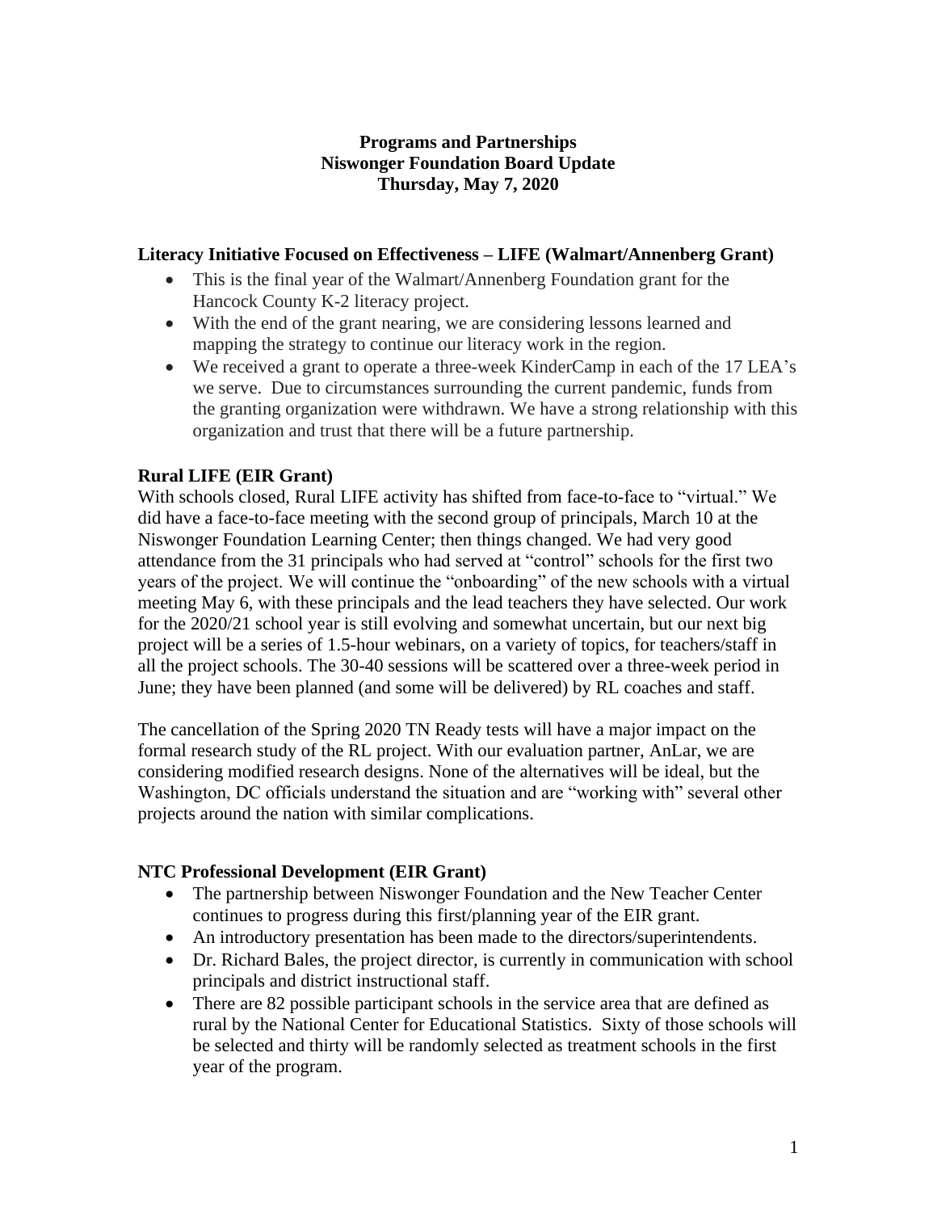**Programs and Partnerships**
**Niswonger Foundation Board Update**
**Thursday, May 7, 2020**

## Literacy Initiative Focused on Effectiveness – LIFE (Walmart/Annenberg Grant)

- This is the final year of the Walmart/Annenberg Foundation grant for the Hancock County K-2 literacy project.
- With the end of the grant nearing, we are considering lessons learned and mapping the strategy to continue our literacy work in the region.
- We received a grant to operate a three-week KinderCamp in each of the 17 LEA's we serve. Due to circumstances surrounding the current pandemic, funds from the granting organization were withdrawn. We have a strong relationship with this organization and trust that there will be a future partnership.

## Rural LIFE (EIR Grant)

With schools closed, Rural LIFE activity has shifted from face-to-face to "virtual." We did have a face-to-face meeting with the second group of principals, March 10 at the Niswonger Foundation Learning Center; then things changed. We had very good attendance from the 31 principals who had served at "control" schools for the first two years of the project. We will continue the "onboarding" of the new schools with a virtual meeting May 6, with these principals and the lead teachers they have selected. Our work for the 2020/21 school year is still evolving and somewhat uncertain, but our next big project will be a series of 1.5-hour webinars, on a variety of topics, for teachers/staff in all the project schools. The 30-40 sessions will be scattered over a three-week period in June; they have been planned (and some will be delivered) by RL coaches and staff.

The cancellation of the Spring 2020 TN Ready tests will have a major impact on the formal research study of the RL project. With our evaluation partner, AnLar, we are considering modified research designs. None of the alternatives will be ideal, but the Washington, DC officials understand the situation and are "working with" several other projects around the nation with similar complications.

## NTC Professional Development (EIR Grant)

- The partnership between Niswonger Foundation and the New Teacher Center continues to progress during this first/planning year of the EIR grant.
- An introductory presentation has been made to the directors/superintendents.
- Dr. Richard Bales, the project director, is currently in communication with school principals and district instructional staff.
- There are 82 possible participant schools in the service area that are defined as rural by the National Center for Educational Statistics. Sixty of those schools will be selected and thirty will be randomly selected as treatment schools in the first year of the program.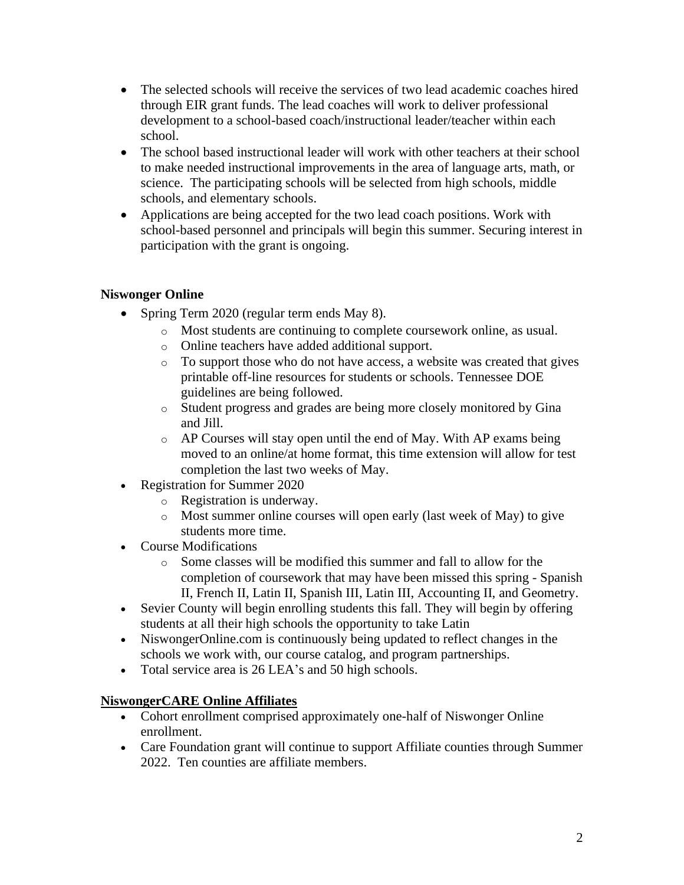- The selected schools will receive the services of two lead academic coaches hired through EIR grant funds. The lead coaches will work to deliver professional development to a school-based coach/instructional leader/teacher within each school.
- The school based instructional leader will work with other teachers at their school to make needed instructional improvements in the area of language arts, math, or science. The participating schools will be selected from high schools, middle schools, and elementary schools.
- Applications are being accepted for the two lead coach positions. Work with school-based personnel and principals will begin this summer. Securing interest in participation with the grant is ongoing.

**Niswonger Online**

- Spring Term 2020 (regular term ends May 8).
  - Most students are continuing to complete coursework online, as usual.
  - Online teachers have added additional support.
  - To support those who do not have access, a website was created that gives printable off-line resources for students or schools. Tennessee DOE guidelines are being followed.
  - Student progress and grades are being more closely monitored by Gina and Jill.
  - AP Courses will stay open until the end of May. With AP exams being moved to an online/at home format, this time extension will allow for test completion the last two weeks of May.
- Registration for Summer 2020
  - Registration is underway.
  - Most summer online courses will open early (last week of May) to give students more time.
- Course Modifications
  - Some classes will be modified this summer and fall to allow for the completion of coursework that may have been missed this spring - Spanish II, French II, Latin II, Spanish III, Latin III, Accounting II, and Geometry.
- Sevier County will begin enrolling students this fall. They will begin by offering students at all their high schools the opportunity to take Latin
- NiswongerOnline.com is continuously being updated to reflect changes in the schools we work with, our course catalog, and program partnerships.
- Total service area is 26 LEA's and 50 high schools.

**NiswongerCARE Online Affiliates**

- Cohort enrollment comprised approximately one-half of Niswonger Online enrollment.
- Care Foundation grant will continue to support Affiliate counties through Summer 2022. Ten counties are affiliate members.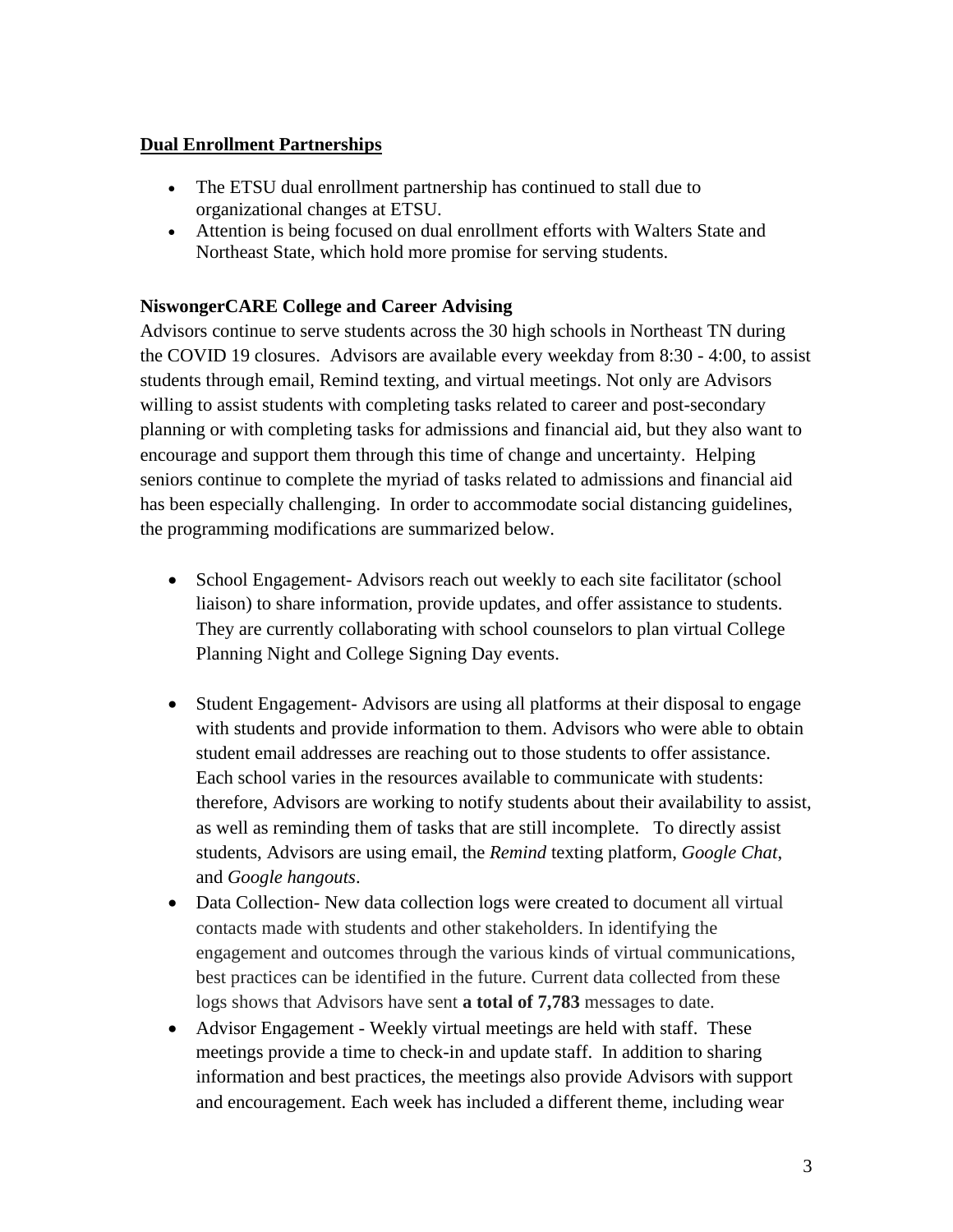**<u>Dual Enrollment Partnerships</u>**

- The ETSU dual enrollment partnership has continued to stall due to organizational changes at ETSU.
- Attention is being focused on dual enrollment efforts with Walters State and Northeast State, which hold more promise for serving students.

**NiswongerCARE College and Career Advising**

Advisors continue to serve students across the 30 high schools in Northeast TN during the COVID 19 closures. Advisors are available every weekday from 8:30 - 4:00, to assist students through email, Remind texting, and virtual meetings. Not only are Advisors willing to assist students with completing tasks related to career and post-secondary planning or with completing tasks for admissions and financial aid, but they also want to encourage and support them through this time of change and uncertainty. Helping seniors continue to complete the myriad of tasks related to admissions and financial aid has been especially challenging. In order to accommodate social distancing guidelines, the programming modifications are summarized below.

- School Engagement- Advisors reach out weekly to each site facilitator (school liaison) to share information, provide updates, and offer assistance to students. They are currently collaborating with school counselors to plan virtual College Planning Night and College Signing Day events.
- Student Engagement- Advisors are using all platforms at their disposal to engage with students and provide information to them. Advisors who were able to obtain student email addresses are reaching out to those students to offer assistance. Each school varies in the resources available to communicate with students: therefore, Advisors are working to notify students about their availability to assist, as well as reminding them of tasks that are still incomplete. To directly assist students, Advisors are using email, the *Remind* texting platform, *Google Chat*, and *Google hangouts*.
- Data Collection- New data collection logs were created to document all virtual contacts made with students and other stakeholders. In identifying the engagement and outcomes through the various kinds of virtual communications, best practices can be identified in the future. Current data collected from these logs shows that Advisors have sent **a total of 7,783** messages to date.
- Advisor Engagement - Weekly virtual meetings are held with staff. These meetings provide a time to check-in and update staff. In addition to sharing information and best practices, the meetings also provide Advisors with support and encouragement. Each week has included a different theme, including wear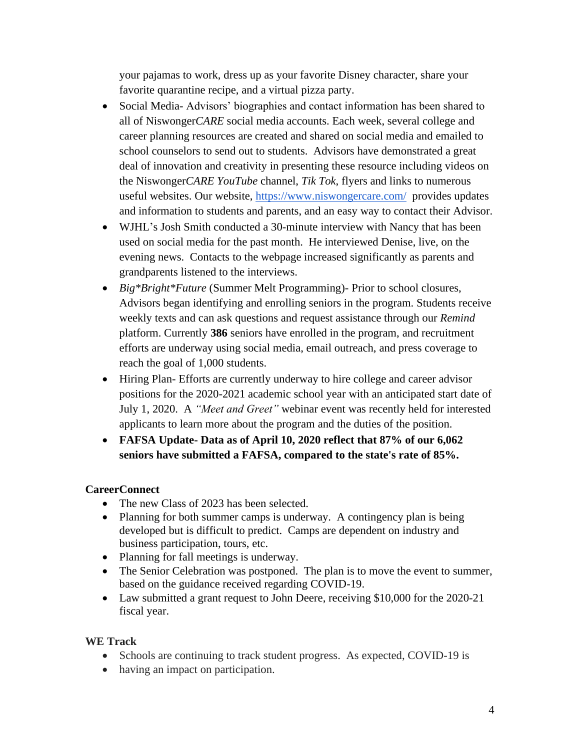your pajamas to work, dress up as your favorite Disney character, share your favorite quarantine recipe, and a virtual pizza party.

- Social Media- Advisors' biographies and contact information has been shared to all of Niswonger*CARE* social media accounts. Each week, several college and career planning resources are created and shared on social media and emailed to school counselors to send out to students. Advisors have demonstrated a great deal of innovation and creativity in presenting these resource including videos on the Niswonger*CARE YouTube* channel, *Tik Tok*, flyers and links to numerous useful websites. Our website, https://www.niswongercare.com/ provides updates and information to students and parents, and an easy way to contact their Advisor.
- WJHL's Josh Smith conducted a 30-minute interview with Nancy that has been used on social media for the past month. He interviewed Denise, live, on the evening news. Contacts to the webpage increased significantly as parents and grandparents listened to the interviews.
- *Big*Bright*Future* (Summer Melt Programming)- Prior to school closures, Advisors began identifying and enrolling seniors in the program. Students receive weekly texts and can ask questions and request assistance through our *Remind* platform. Currently **386** seniors have enrolled in the program, and recruitment efforts are underway using social media, email outreach, and press coverage to reach the goal of 1,000 students.
- Hiring Plan- Efforts are currently underway to hire college and career advisor positions for the 2020-2021 academic school year with an anticipated start date of July 1, 2020. A *"Meet and Greet"* webinar event was recently held for interested applicants to learn more about the program and the duties of the position.
- **FAFSA Update- Data as of April 10, 2020 reflect that 87% of our 6,062 seniors have submitted a FAFSA, compared to the state's rate of 85%.**

**CareerConnect**

- The new Class of 2023 has been selected.
- Planning for both summer camps is underway. A contingency plan is being developed but is difficult to predict. Camps are dependent on industry and business participation, tours, etc.
- Planning for fall meetings is underway.
- The Senior Celebration was postponed. The plan is to move the event to summer, based on the guidance received regarding COVID-19.
- Law submitted a grant request to John Deere, receiving $10,000 for the 2020-21 fiscal year.

**WE Track**

- Schools are continuing to track student progress. As expected, COVID-19 is
- having an impact on participation.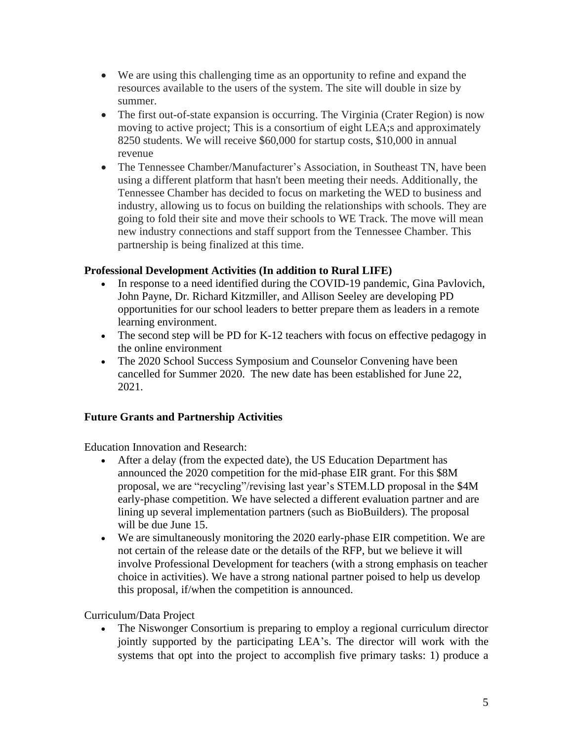- We are using this challenging time as an opportunity to refine and expand the resources available to the users of the system. The site will double in size by summer.
- The first out-of-state expansion is occurring. The Virginia (Crater Region) is now moving to active project; This is a consortium of eight LEA;s and approximately 8250 students. We will receive $60,000 for startup costs, $10,000 in annual revenue
- The Tennessee Chamber/Manufacturer's Association, in Southeast TN, have been using a different platform that hasn't been meeting their needs. Additionally, the Tennessee Chamber has decided to focus on marketing the WED to business and industry, allowing us to focus on building the relationships with schools. They are going to fold their site and move their schools to WE Track. The move will mean new industry connections and staff support from the Tennessee Chamber. This partnership is being finalized at this time.

**Professional Development Activities (In addition to Rural LIFE)**

- In response to a need identified during the COVID-19 pandemic, Gina Pavlovich, John Payne, Dr. Richard Kitzmiller, and Allison Seeley are developing PD opportunities for our school leaders to better prepare them as leaders in a remote learning environment.
- The second step will be PD for K-12 teachers with focus on effective pedagogy in the online environment
- The 2020 School Success Symposium and Counselor Convening have been cancelled for Summer 2020. The new date has been established for June 22, 2021.

**Future Grants and Partnership Activities**

Education Innovation and Research:

- After a delay (from the expected date), the US Education Department has announced the 2020 competition for the mid-phase EIR grant. For this $8M proposal, we are "recycling"/revising last year's STEM.LD proposal in the $4M early-phase competition. We have selected a different evaluation partner and are lining up several implementation partners (such as BioBuilders). The proposal will be due June 15.
- We are simultaneously monitoring the 2020 early-phase EIR competition. We are not certain of the release date or the details of the RFP, but we believe it will involve Professional Development for teachers (with a strong emphasis on teacher choice in activities). We have a strong national partner poised to help us develop this proposal, if/when the competition is announced.

Curriculum/Data Project

- The Niswonger Consortium is preparing to employ a regional curriculum director jointly supported by the participating LEA's. The director will work with the systems that opt into the project to accomplish five primary tasks: 1) produce a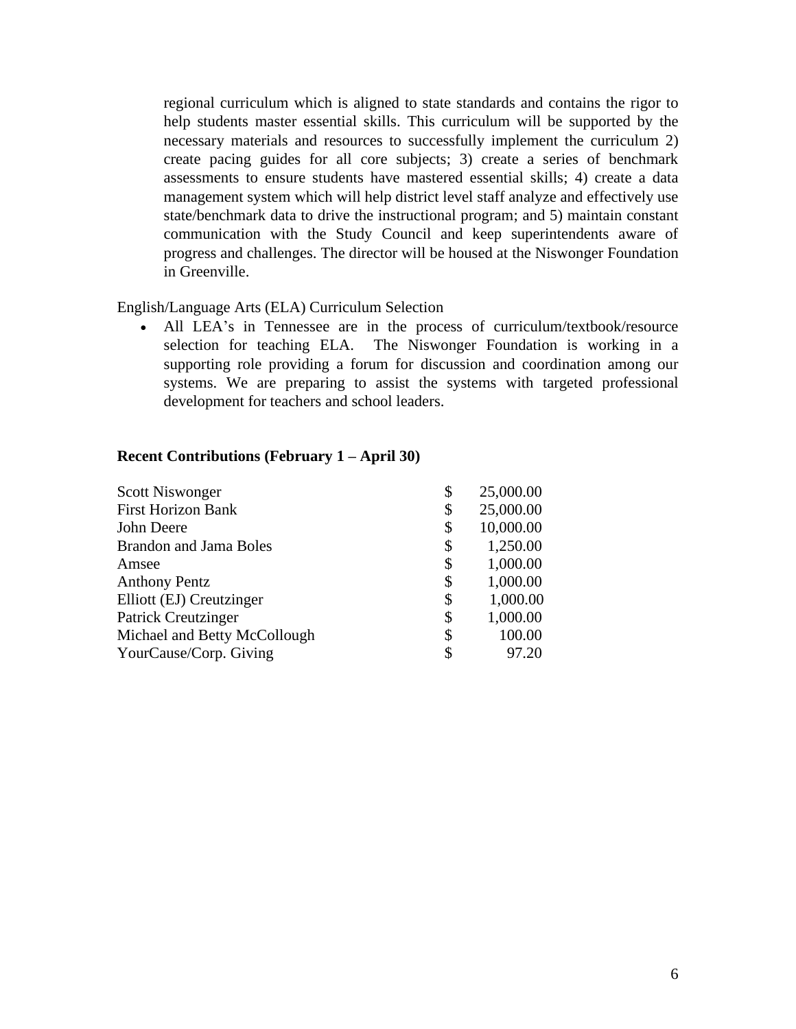regional curriculum which is aligned to state standards and contains the rigor to help students master essential skills. This curriculum will be supported by the necessary materials and resources to successfully implement the curriculum 2) create pacing guides for all core subjects; 3) create a series of benchmark assessments to ensure students have mastered essential skills; 4) create a data management system which will help district level staff analyze and effectively use state/benchmark data to drive the instructional program; and 5) maintain constant communication with the Study Council and keep superintendents aware of progress and challenges. The director will be housed at the Niswonger Foundation in Greenville.

English/Language Arts (ELA) Curriculum Selection

- All LEA's in Tennessee are in the process of curriculum/textbook/resource selection for teaching ELA. The Niswonger Foundation is working in a supporting role providing a forum for discussion and coordination among our systems. We are preparing to assist the systems with targeted professional development for teachers and school leaders.

**Recent Contributions (February 1 – April 30)**

| | | |
|---|---|---|
| Scott Niswonger | $ | 25,000.00 |
| First Horizon Bank | $ | 25,000.00 |
| John Deere | $ | 10,000.00 |
| Brandon and Jama Boles | $ | 1,250.00 |
| Amsee | $ | 1,000.00 |
| Anthony Pentz | $ | 1,000.00 |
| Elliott (EJ) Creutzinger | $ | 1,000.00 |
| Patrick Creutzinger | $ | 1,000.00 |
| Michael and Betty McCollough | $ | 100.00 |
| YourCause/Corp. Giving | $ | 97.20 |